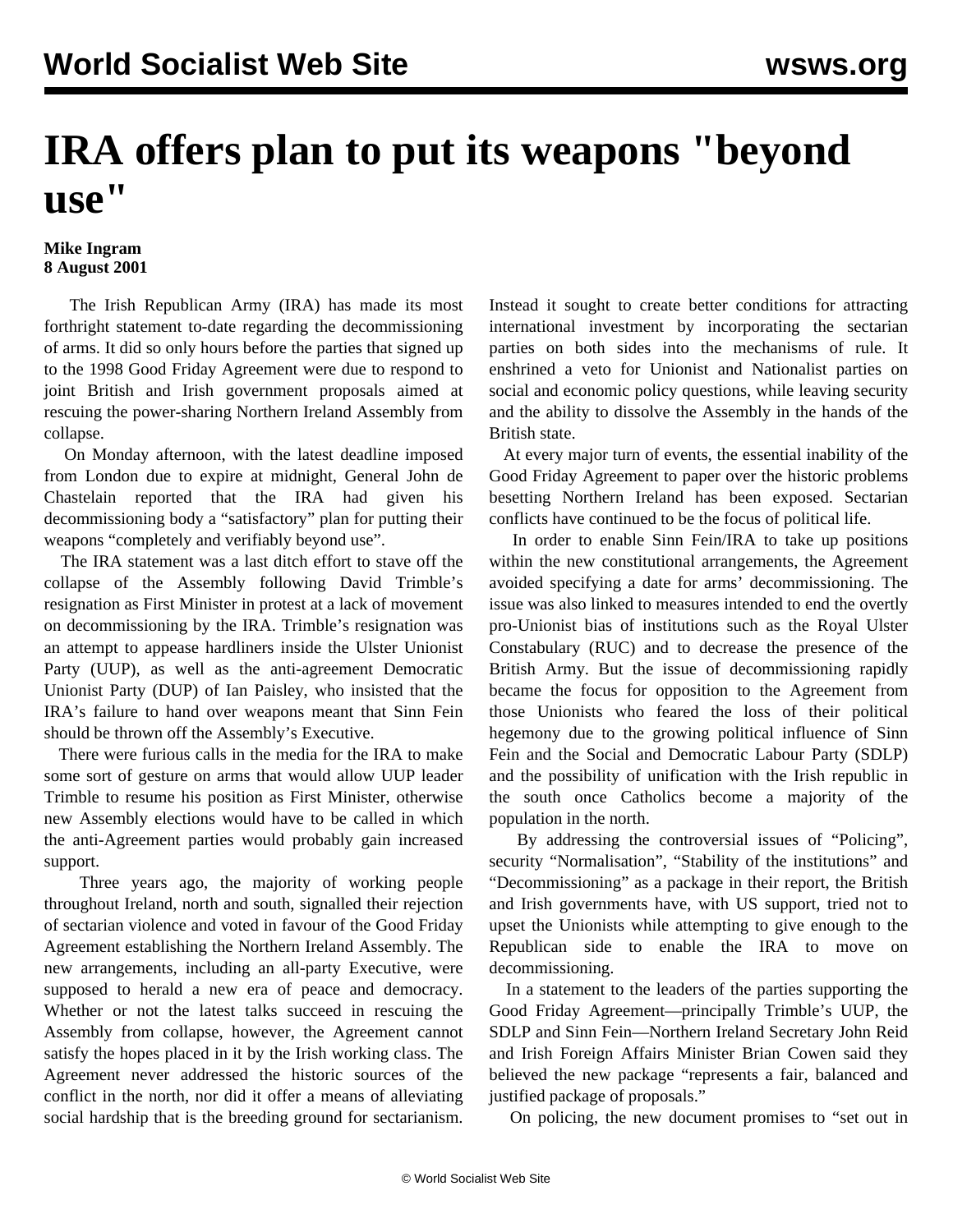# IRA offers plan to put its weapons "beyond use"

**Mike Ingram**
**8 August 2001**

The Irish Republican Army (IRA) has made its most forthright statement to-date regarding the decommissioning of arms. It did so only hours before the parties that signed up to the 1998 Good Friday Agreement were due to respond to joint British and Irish government proposals aimed at rescuing the power-sharing Northern Ireland Assembly from collapse.

On Monday afternoon, with the latest deadline imposed from London due to expire at midnight, General John de Chastelain reported that the IRA had given his decommissioning body a "satisfactory" plan for putting their weapons "completely and verifiably beyond use".

The IRA statement was a last ditch effort to stave off the collapse of the Assembly following David Trimble's resignation as First Minister in protest at a lack of movement on decommissioning by the IRA. Trimble's resignation was an attempt to appease hardliners inside the Ulster Unionist Party (UUP), as well as the anti-agreement Democratic Unionist Party (DUP) of Ian Paisley, who insisted that the IRA's failure to hand over weapons meant that Sinn Fein should be thrown off the Assembly's Executive.

There were furious calls in the media for the IRA to make some sort of gesture on arms that would allow UUP leader Trimble to resume his position as First Minister, otherwise new Assembly elections would have to be called in which the anti-Agreement parties would probably gain increased support.

Three years ago, the majority of working people throughout Ireland, north and south, signalled their rejection of sectarian violence and voted in favour of the Good Friday Agreement establishing the Northern Ireland Assembly. The new arrangements, including an all-party Executive, were supposed to herald a new era of peace and democracy. Whether or not the latest talks succeed in rescuing the Assembly from collapse, however, the Agreement cannot satisfy the hopes placed in it by the Irish working class. The Agreement never addressed the historic sources of the conflict in the north, nor did it offer a means of alleviating social hardship that is the breeding ground for sectarianism. Instead it sought to create better conditions for attracting international investment by incorporating the sectarian parties on both sides into the mechanisms of rule. It enshrined a veto for Unionist and Nationalist parties on social and economic policy questions, while leaving security and the ability to dissolve the Assembly in the hands of the British state.

At every major turn of events, the essential inability of the Good Friday Agreement to paper over the historic problems besetting Northern Ireland has been exposed. Sectarian conflicts have continued to be the focus of political life.

In order to enable Sinn Fein/IRA to take up positions within the new constitutional arrangements, the Agreement avoided specifying a date for arms' decommissioning. The issue was also linked to measures intended to end the overtly pro-Unionist bias of institutions such as the Royal Ulster Constabulary (RUC) and to decrease the presence of the British Army. But the issue of decommissioning rapidly became the focus for opposition to the Agreement from those Unionists who feared the loss of their political hegemony due to the growing political influence of Sinn Fein and the Social and Democratic Labour Party (SDLP) and the possibility of unification with the Irish republic in the south once Catholics become a majority of the population in the north.

By addressing the controversial issues of "Policing", security "Normalisation", "Stability of the institutions" and "Decommissioning" as a package in their report, the British and Irish governments have, with US support, tried not to upset the Unionists while attempting to give enough to the Republican side to enable the IRA to move on decommissioning.

In a statement to the leaders of the parties supporting the Good Friday Agreement—principally Trimble's UUP, the SDLP and Sinn Fein—Northern Ireland Secretary John Reid and Irish Foreign Affairs Minister Brian Cowen said they believed the new package "represents a fair, balanced and justified package of proposals."

On policing, the new document promises to "set out in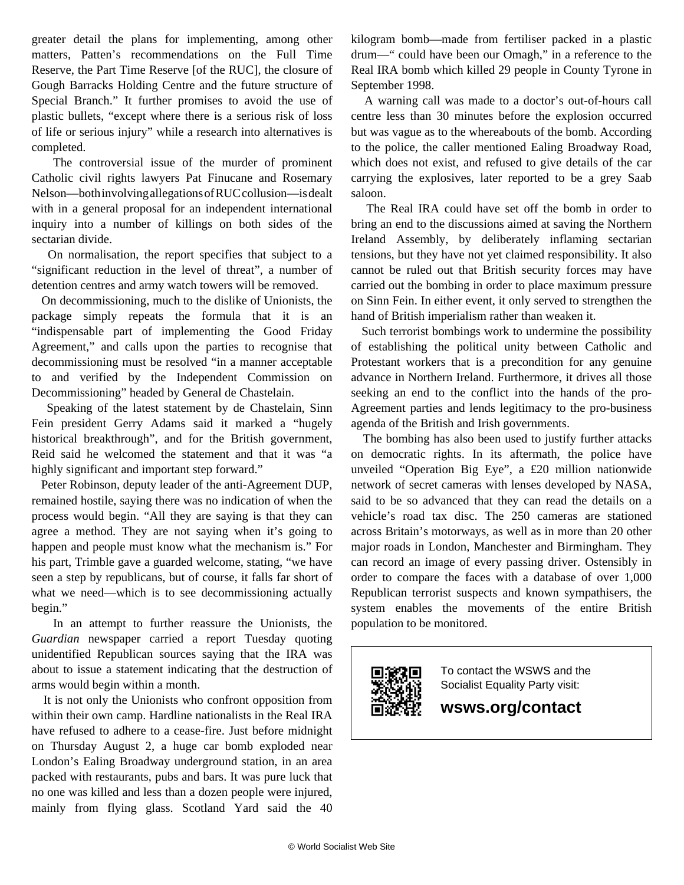greater detail the plans for implementing, among other matters, Patten's recommendations on the Full Time Reserve, the Part Time Reserve [of the RUC], the closure of Gough Barracks Holding Centre and the future structure of Special Branch." It further promises to avoid the use of plastic bullets, "except where there is a serious risk of loss of life or serious injury" while a research into alternatives is completed.

The controversial issue of the murder of prominent Catholic civil rights lawyers Pat Finucane and Rosemary Nelson—both involving allegations of RUC collusion—is dealt with in a general proposal for an independent international inquiry into a number of killings on both sides of the sectarian divide.

On normalisation, the report specifies that subject to a "significant reduction in the level of threat", a number of detention centres and army watch towers will be removed.

On decommissioning, much to the dislike of Unionists, the package simply repeats the formula that it is an "indispensable part of implementing the Good Friday Agreement," and calls upon the parties to recognise that decommissioning must be resolved "in a manner acceptable to and verified by the Independent Commission on Decommissioning" headed by General de Chastelain.

Speaking of the latest statement by de Chastelain, Sinn Fein president Gerry Adams said it marked a "hugely historical breakthrough", and for the British government, Reid said he welcomed the statement and that it was "a highly significant and important step forward."

Peter Robinson, deputy leader of the anti-Agreement DUP, remained hostile, saying there was no indication of when the process would begin. "All they are saying is that they can agree a method. They are not saying when it's going to happen and people must know what the mechanism is." For his part, Trimble gave a guarded welcome, stating, "we have seen a step by republicans, but of course, it falls far short of what we need—which is to see decommissioning actually begin."

In an attempt to further reassure the Unionists, the *Guardian* newspaper carried a report Tuesday quoting unidentified Republican sources saying that the IRA was about to issue a statement indicating that the destruction of arms would begin within a month.

It is not only the Unionists who confront opposition from within their own camp. Hardline nationalists in the Real IRA have refused to adhere to a cease-fire. Just before midnight on Thursday August 2, a huge car bomb exploded near London's Ealing Broadway underground station, in an area packed with restaurants, pubs and bars. It was pure luck that no one was killed and less than a dozen people were injured, mainly from flying glass. Scotland Yard said the 40 kilogram bomb—made from fertiliser packed in a plastic drum—" could have been our Omagh," in a reference to the Real IRA bomb which killed 29 people in County Tyrone in September 1998.

A warning call was made to a doctor's out-of-hours call centre less than 30 minutes before the explosion occurred but was vague as to the whereabouts of the bomb. According to the police, the caller mentioned Ealing Broadway Road, which does not exist, and refused to give details of the car carrying the explosives, later reported to be a grey Saab saloon.

The Real IRA could have set off the bomb in order to bring an end to the discussions aimed at saving the Northern Ireland Assembly, by deliberately inflaming sectarian tensions, but they have not yet claimed responsibility. It also cannot be ruled out that British security forces may have carried out the bombing in order to place maximum pressure on Sinn Fein. In either event, it only served to strengthen the hand of British imperialism rather than weaken it.

Such terrorist bombings work to undermine the possibility of establishing the political unity between Catholic and Protestant workers that is a precondition for any genuine advance in Northern Ireland. Furthermore, it drives all those seeking an end to the conflict into the hands of the pro-Agreement parties and lends legitimacy to the pro-business agenda of the British and Irish governments.

The bombing has also been used to justify further attacks on democratic rights. In its aftermath, the police have unveiled "Operation Big Eye", a £20 million nationwide network of secret cameras with lenses developed by NASA, said to be so advanced that they can read the details on a vehicle's road tax disc. The 250 cameras are stationed across Britain's motorways, as well as in more than 20 other major roads in London, Manchester and Birmingham. They can record an image of every passing driver. Ostensibly in order to compare the faces with a database of over 1,000 Republican terrorist suspects and known sympathisers, the system enables the movements of the entire British population to be monitored.

To contact the WSWS and the Socialist Equality Party visit:

**wsws.org/contact**